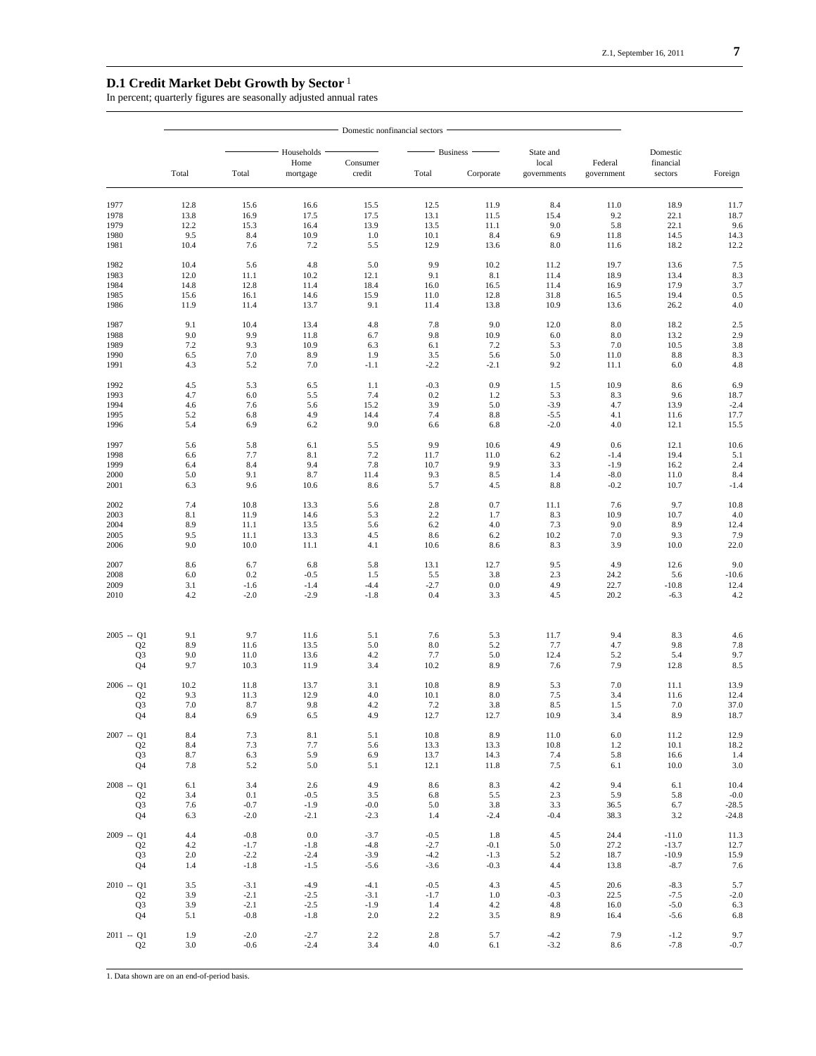## D.1 Credit Market Debt Growth by Sector [1]

In percent; quarterly figures are seasonally adjusted annual rates

| | Domestic nonfinancial sectors | | | | | | | | Domestic financial sectors | Foreign |
|---|---|---|---|---|---|---|---|---|---|---|
| | | Households | | | Business | | | | | |
| | Total | Total | Home mortgage | Consumer credit | Total | Corporate | State and local governments | Federal government | | |
| 1977 | 12.8 | 15.6 | 16.6 | 15.5 | 12.5 | 11.9 | 8.4 | 11.0 | 18.9 | 11.7 |
| 1978 | 13.8 | 16.9 | 17.5 | 17.5 | 13.1 | 11.5 | 15.4 | 9.2 | 22.1 | 18.7 |
| 1979 | 12.2 | 15.3 | 16.4 | 13.9 | 13.5 | 11.1 | 9.0 | 5.8 | 22.1 | 9.6 |
| 1980 | 9.5 | 8.4 | 10.9 | 1.0 | 10.1 | 8.4 | 6.9 | 11.8 | 14.5 | 14.3 |
| 1981 | 10.4 | 7.6 | 7.2 | 5.5 | 12.9 | 13.6 | 8.0 | 11.6 | 18.2 | 12.2 |
| 1982 | 10.4 | 5.6 | 4.8 | 5.0 | 9.9 | 10.2 | 11.2 | 19.7 | 13.6 | 7.5 |
| 1983 | 12.0 | 11.1 | 10.2 | 12.1 | 9.1 | 8.1 | 11.4 | 18.9 | 13.4 | 8.3 |
| 1984 | 14.8 | 12.8 | 11.4 | 18.4 | 16.0 | 16.5 | 11.4 | 16.9 | 17.9 | 3.7 |
| 1985 | 15.6 | 16.1 | 14.6 | 15.9 | 11.0 | 12.8 | 31.8 | 16.5 | 19.4 | 0.5 |
| 1986 | 11.9 | 11.4 | 13.7 | 9.1 | 11.4 | 13.8 | 10.9 | 13.6 | 26.2 | 4.0 |
| 1987 | 9.1 | 10.4 | 13.4 | 4.8 | 7.8 | 9.0 | 12.0 | 8.0 | 18.2 | 2.5 |
| 1988 | 9.0 | 9.9 | 11.8 | 6.7 | 9.8 | 10.9 | 6.0 | 8.0 | 13.2 | 2.9 |
| 1989 | 7.2 | 9.3 | 10.9 | 6.3 | 6.1 | 7.2 | 5.3 | 7.0 | 10.5 | 3.8 |
| 1990 | 6.5 | 7.0 | 8.9 | 1.9 | 3.5 | 5.6 | 5.0 | 11.0 | 8.8 | 8.3 |
| 1991 | 4.3 | 5.2 | 7.0 | -1.1 | -2.2 | -2.1 | 9.2 | 11.1 | 6.0 | 4.8 |
| 1992 | 4.5 | 5.3 | 6.5 | 1.1 | -0.3 | 0.9 | 1.5 | 10.9 | 8.6 | 6.9 |
| 1993 | 4.7 | 6.0 | 5.5 | 7.4 | 0.2 | 1.2 | 5.3 | 8.3 | 9.6 | 18.7 |
| 1994 | 4.6 | 7.6 | 5.6 | 15.2 | 3.9 | 5.0 | -3.9 | 4.7 | 13.9 | -2.4 |
| 1995 | 5.2 | 6.8 | 4.9 | 14.4 | 7.4 | 8.8 | -5.5 | 4.1 | 11.6 | 17.7 |
| 1996 | 5.4 | 6.9 | 6.2 | 9.0 | 6.6 | 6.8 | -2.0 | 4.0 | 12.1 | 15.5 |
| 1997 | 5.6 | 5.8 | 6.1 | 5.5 | 9.9 | 10.6 | 4.9 | 0.6 | 12.1 | 10.6 |
| 1998 | 6.6 | 7.7 | 8.1 | 7.2 | 11.7 | 11.0 | 6.2 | -1.4 | 19.4 | 5.1 |
| 1999 | 6.4 | 8.4 | 9.4 | 7.8 | 10.7 | 9.9 | 3.3 | -1.9 | 16.2 | 2.4 |
| 2000 | 5.0 | 9.1 | 8.7 | 11.4 | 9.3 | 8.5 | 1.4 | -8.0 | 11.0 | 8.4 |
| 2001 | 6.3 | 9.6 | 10.6 | 8.6 | 5.7 | 4.5 | 8.8 | -0.2 | 10.7 | -1.4 |
| 2002 | 7.4 | 10.8 | 13.3 | 5.6 | 2.8 | 0.7 | 11.1 | 7.6 | 9.7 | 10.8 |
| 2003 | 8.1 | 11.9 | 14.6 | 5.3 | 2.2 | 1.7 | 8.3 | 10.9 | 10.7 | 4.0 |
| 2004 | 8.9 | 11.1 | 13.5 | 5.6 | 6.2 | 4.0 | 7.3 | 9.0 | 8.9 | 12.4 |
| 2005 | 9.5 | 11.1 | 13.3 | 4.5 | 8.6 | 6.2 | 10.2 | 7.0 | 9.3 | 7.9 |
| 2006 | 9.0 | 10.0 | 11.1 | 4.1 | 10.6 | 8.6 | 8.3 | 3.9 | 10.0 | 22.0 |
| 2007 | 8.6 | 6.7 | 6.8 | 5.8 | 13.1 | 12.7 | 9.5 | 4.9 | 12.6 | 9.0 |
| 2008 | 6.0 | 0.2 | -0.5 | 1.5 | 5.5 | 3.8 | 2.3 | 24.2 | 5.6 | -10.6 |
| 2009 | 3.1 | -1.6 | -1.4 | -4.4 | -2.7 | 0.0 | 4.9 | 22.7 | -10.8 | 12.4 |
| 2010 | 4.2 | -2.0 | -2.9 | -1.8 | 0.4 | 3.3 | 4.5 | 20.2 | -6.3 | 4.2 |
| 2005 -- Q1 | 9.1 | 9.7 | 11.6 | 5.1 | 7.6 | 5.3 | 11.7 | 9.4 | 8.3 | 4.6 |
| Q2 | 8.9 | 11.6 | 13.5 | 5.0 | 8.0 | 5.2 | 7.7 | 4.7 | 9.8 | 7.8 |
| Q3 | 9.0 | 11.0 | 13.6 | 4.2 | 7.7 | 5.0 | 12.4 | 5.2 | 5.4 | 9.7 |
| Q4 | 9.7 | 10.3 | 11.9 | 3.4 | 10.2 | 8.9 | 7.6 | 7.9 | 12.8 | 8.5 |
| 2006 -- Q1 | 10.2 | 11.8 | 13.7 | 3.1 | 10.8 | 8.9 | 5.3 | 7.0 | 11.1 | 13.9 |
| Q2 | 9.3 | 11.3 | 12.9 | 4.0 | 10.1 | 8.0 | 7.5 | 3.4 | 11.6 | 12.4 |
| Q3 | 7.0 | 8.7 | 9.8 | 4.2 | 7.2 | 3.8 | 8.5 | 1.5 | 7.0 | 37.0 |
| Q4 | 8.4 | 6.9 | 6.5 | 4.9 | 12.7 | 12.7 | 10.9 | 3.4 | 8.9 | 18.7 |
| 2007 -- Q1 | 8.4 | 7.3 | 8.1 | 5.1 | 10.8 | 8.9 | 11.0 | 6.0 | 11.2 | 12.9 |
| Q2 | 8.4 | 7.3 | 7.7 | 5.6 | 13.3 | 13.3 | 10.8 | 1.2 | 10.1 | 18.2 |
| Q3 | 8.7 | 6.3 | 5.9 | 6.9 | 13.7 | 14.3 | 7.4 | 5.8 | 16.6 | 1.4 |
| Q4 | 7.8 | 5.2 | 5.0 | 5.1 | 12.1 | 11.8 | 7.5 | 6.1 | 10.0 | 3.0 |
| 2008 -- Q1 | 6.1 | 3.4 | 2.6 | 4.9 | 8.6 | 8.3 | 4.2 | 9.4 | 6.1 | 10.4 |
| Q2 | 3.4 | 0.1 | -0.5 | 3.5 | 6.8 | 5.5 | 2.3 | 5.9 | 5.8 | -0.0 |
| Q3 | 7.6 | -0.7 | -1.9 | -0.0 | 5.0 | 3.8 | 3.3 | 36.5 | 6.7 | -28.5 |
| Q4 | 6.3 | -2.0 | -2.1 | -2.3 | 1.4 | -2.4 | -0.4 | 38.3 | 3.2 | -24.8 |
| 2009 -- Q1 | 4.4 | -0.8 | 0.0 | -3.7 | -0.5 | 1.8 | 4.5 | 24.4 | -11.0 | 11.3 |
| Q2 | 4.2 | -1.7 | -1.8 | -4.8 | -2.7 | -0.1 | 5.0 | 27.2 | -13.7 | 12.7 |
| Q3 | 2.0 | -2.2 | -2.4 | -3.9 | -4.2 | -1.3 | 5.2 | 18.7 | -10.9 | 15.9 |
| Q4 | 1.4 | -1.8 | -1.5 | -5.6 | -3.6 | -0.3 | 4.4 | 13.8 | -8.7 | 7.6 |
| 2010 -- Q1 | 3.5 | -3.1 | -4.9 | -4.1 | -0.5 | 4.3 | 4.5 | 20.6 | -8.3 | 5.7 |
| Q2 | 3.9 | -2.1 | -2.5 | -3.1 | -1.7 | 1.0 | -0.3 | 22.5 | -7.5 | -2.0 |
| Q3 | 3.9 | -2.1 | -2.5 | -1.9 | 1.4 | 4.2 | 4.8 | 16.0 | -5.0 | 6.3 |
| Q4 | 5.1 | -0.8 | -1.8 | 2.0 | 2.2 | 3.5 | 8.9 | 16.4 | -5.6 | 6.8 |
| 2011 -- Q1 | 1.9 | -2.0 | -2.7 | 2.2 | 2.8 | 5.7 | -4.2 | 7.9 | -1.2 | 9.7 |
| Q2 | 3.0 | -0.6 | -2.4 | 3.4 | 4.0 | 6.1 | -3.2 | 8.6 | -7.8 | -0.7 |

1. Data shown are on an end-of-period basis.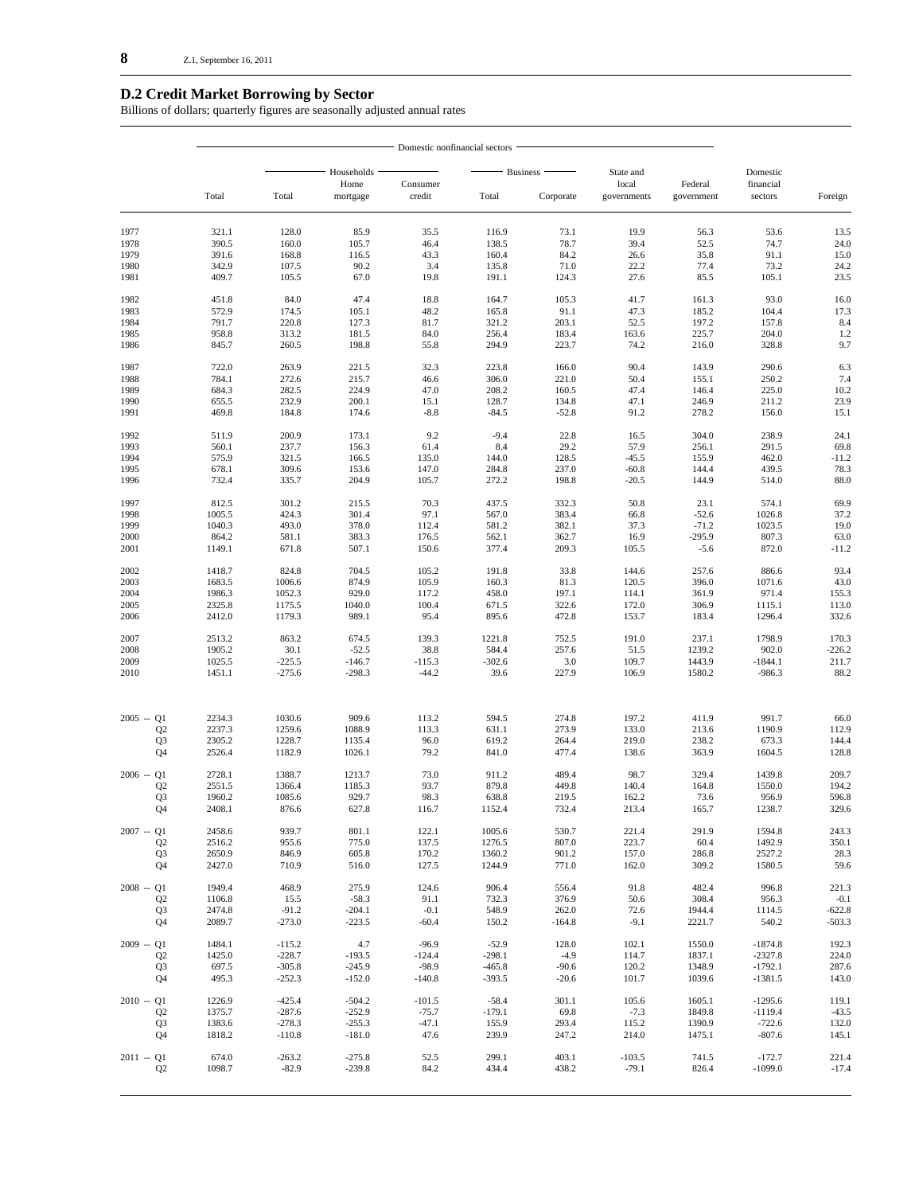## D.2 Credit Market Borrowing by Sector

Billions of dollars; quarterly figures are seasonally adjusted annual rates

| | Domestic nonfinancial sectors | | | | | | | | | | |
|---|---|---|---|---|---|---|---|---|---|---|---|
| | | Households | | | Business | | State and local governments | Federal government | Domestic financial sectors | Foreign |
| | Total | Total | Home mortgage | Consumer credit | Total | Corporate | | | | |
| 1977 | 321.1 | 128.0 | 85.9 | 35.5 | 116.9 | 73.1 | 19.9 | 56.3 | 53.6 | 13.5 |
| 1978 | 390.5 | 160.0 | 105.7 | 46.4 | 138.5 | 78.7 | 39.4 | 52.5 | 74.7 | 24.0 |
| 1979 | 391.6 | 168.8 | 116.5 | 43.3 | 160.4 | 84.2 | 26.6 | 35.8 | 91.1 | 15.0 |
| 1980 | 342.9 | 107.5 | 90.2 | 3.4 | 135.8 | 71.0 | 22.2 | 77.4 | 73.2 | 24.2 |
| 1981 | 409.7 | 105.5 | 67.0 | 19.8 | 191.1 | 124.3 | 27.6 | 85.5 | 105.1 | 23.5 |
| 1982 | 451.8 | 84.0 | 47.4 | 18.8 | 164.7 | 105.3 | 41.7 | 161.3 | 93.0 | 16.0 |
| 1983 | 572.9 | 174.5 | 105.1 | 48.2 | 165.8 | 91.1 | 47.3 | 185.2 | 104.4 | 17.3 |
| 1984 | 791.7 | 220.8 | 127.3 | 81.7 | 321.2 | 203.1 | 52.5 | 197.2 | 157.8 | 8.4 |
| 1985 | 958.8 | 313.2 | 181.5 | 84.0 | 256.4 | 183.4 | 163.6 | 225.7 | 204.0 | 1.2 |
| 1986 | 845.7 | 260.5 | 198.8 | 55.8 | 294.9 | 223.7 | 74.2 | 216.0 | 328.8 | 9.7 |
| 1987 | 722.0 | 263.9 | 221.5 | 32.3 | 223.8 | 166.0 | 90.4 | 143.9 | 290.6 | 6.3 |
| 1988 | 784.1 | 272.6 | 215.7 | 46.6 | 306.0 | 221.0 | 50.4 | 155.1 | 250.2 | 7.4 |
| 1989 | 684.3 | 282.5 | 224.9 | 47.0 | 208.2 | 160.5 | 47.4 | 146.4 | 225.0 | 10.2 |
| 1990 | 655.5 | 232.9 | 200.1 | 15.1 | 128.7 | 134.8 | 47.1 | 246.9 | 211.2 | 23.9 |
| 1991 | 469.8 | 184.8 | 174.6 | -8.8 | -84.5 | -52.8 | 91.2 | 278.2 | 156.0 | 15.1 |
| 1992 | 511.9 | 200.9 | 173.1 | 9.2 | -9.4 | 22.8 | 16.5 | 304.0 | 238.9 | 24.1 |
| 1993 | 560.1 | 237.7 | 156.3 | 61.4 | 8.4 | 29.2 | 57.9 | 256.1 | 291.5 | 69.8 |
| 1994 | 575.9 | 321.5 | 166.5 | 135.0 | 144.0 | 128.5 | -45.5 | 155.9 | 462.0 | -11.2 |
| 1995 | 678.1 | 309.6 | 153.6 | 147.0 | 284.8 | 237.0 | -60.8 | 144.4 | 439.5 | 78.3 |
| 1996 | 732.4 | 335.7 | 204.9 | 105.7 | 272.2 | 198.8 | -20.5 | 144.9 | 514.0 | 88.0 |
| 1997 | 812.5 | 301.2 | 215.5 | 70.3 | 437.5 | 332.3 | 50.8 | 23.1 | 574.1 | 69.9 |
| 1998 | 1005.5 | 424.3 | 301.4 | 97.1 | 567.0 | 383.4 | 66.8 | -52.6 | 1026.8 | 37.2 |
| 1999 | 1040.3 | 493.0 | 378.0 | 112.4 | 581.2 | 382.1 | 37.3 | -71.2 | 1023.5 | 19.0 |
| 2000 | 864.2 | 581.1 | 383.3 | 176.5 | 562.1 | 362.7 | 16.9 | -295.9 | 807.3 | 63.0 |
| 2001 | 1149.1 | 671.8 | 507.1 | 150.6 | 377.4 | 209.3 | 105.5 | -5.6 | 872.0 | -11.2 |
| 2002 | 1418.7 | 824.8 | 704.5 | 105.2 | 191.8 | 33.8 | 144.6 | 257.6 | 886.6 | 93.4 |
| 2003 | 1683.5 | 1006.6 | 874.9 | 105.9 | 160.3 | 81.3 | 120.5 | 396.0 | 1071.6 | 43.0 |
| 2004 | 1986.3 | 1052.3 | 929.0 | 117.2 | 458.0 | 197.1 | 114.1 | 361.9 | 971.4 | 155.3 |
| 2005 | 2325.8 | 1175.5 | 1040.0 | 100.4 | 671.5 | 322.6 | 172.0 | 306.9 | 1115.1 | 113.0 |
| 2006 | 2412.0 | 1179.3 | 989.1 | 95.4 | 895.6 | 472.8 | 153.7 | 183.4 | 1296.4 | 332.6 |
| 2007 | 2513.2 | 863.2 | 674.5 | 139.3 | 1221.8 | 752.5 | 191.0 | 237.1 | 1798.9 | 170.3 |
| 2008 | 1905.2 | 30.1 | -52.5 | 38.8 | 584.4 | 257.6 | 51.5 | 1239.2 | 902.0 | -226.2 |
| 2009 | 1025.5 | -225.5 | -146.7 | -115.3 | -302.6 | 3.0 | 109.7 | 1443.9 | -1844.1 | 211.7 |
| 2010 | 1451.1 | -275.6 | -298.3 | -44.2 | 39.6 | 227.9 | 106.9 | 1580.2 | -986.3 | 88.2 |
| 2005 -- Q1 | 2234.3 | 1030.6 | 909.6 | 113.2 | 594.5 | 274.8 | 197.2 | 411.9 | 991.7 | 66.0 |
| Q2 | 2237.3 | 1259.6 | 1088.9 | 113.3 | 631.1 | 273.9 | 133.0 | 213.6 | 1190.9 | 112.9 |
| Q3 | 2305.2 | 1228.7 | 1135.4 | 96.0 | 619.2 | 264.4 | 219.0 | 238.2 | 673.3 | 144.4 |
| Q4 | 2526.4 | 1182.9 | 1026.1 | 79.2 | 841.0 | 477.4 | 138.6 | 363.9 | 1604.5 | 128.8 |
| 2006 -- Q1 | 2728.1 | 1388.7 | 1213.7 | 73.0 | 911.2 | 489.4 | 98.7 | 329.4 | 1439.8 | 209.7 |
| Q2 | 2551.5 | 1366.4 | 1185.3 | 93.7 | 879.8 | 449.8 | 140.4 | 164.8 | 1550.0 | 194.2 |
| Q3 | 1960.2 | 1085.6 | 929.7 | 98.3 | 638.8 | 219.5 | 162.2 | 73.6 | 956.9 | 596.8 |
| Q4 | 2408.1 | 876.6 | 627.8 | 116.7 | 1152.4 | 732.4 | 213.4 | 165.7 | 1238.7 | 329.6 |
| 2007 -- Q1 | 2458.6 | 939.7 | 801.1 | 122.1 | 1005.6 | 530.7 | 221.4 | 291.9 | 1594.8 | 243.3 |
| Q2 | 2516.2 | 955.6 | 775.0 | 137.5 | 1276.5 | 807.0 | 223.7 | 60.4 | 1492.9 | 350.1 |
| Q3 | 2650.9 | 846.9 | 605.8 | 170.2 | 1360.2 | 901.2 | 157.0 | 286.8 | 2527.2 | 28.3 |
| Q4 | 2427.0 | 710.9 | 516.0 | 127.5 | 1244.9 | 771.0 | 162.0 | 309.2 | 1580.5 | 59.6 |
| 2008 -- Q1 | 1949.4 | 468.9 | 275.9 | 124.6 | 906.4 | 556.4 | 91.8 | 482.4 | 996.8 | 221.3 |
| Q2 | 1106.8 | 15.5 | -58.3 | 91.1 | 732.3 | 376.9 | 50.6 | 308.4 | 956.3 | -0.1 |
| Q3 | 2474.8 | -91.2 | -204.1 | -0.1 | 548.9 | 262.0 | 72.6 | 1944.4 | 1114.5 | -622.8 |
| Q4 | 2089.7 | -273.0 | -223.5 | -60.4 | 150.2 | -164.8 | -9.1 | 2221.7 | 540.2 | -503.3 |
| 2009 -- Q1 | 1484.1 | -115.2 | 4.7 | -96.9 | -52.9 | 128.0 | 102.1 | 1550.0 | -1874.8 | 192.3 |
| Q2 | 1425.0 | -228.7 | -193.5 | -124.4 | -298.1 | -4.9 | 114.7 | 1837.1 | -2327.8 | 224.0 |
| Q3 | 697.5 | -305.8 | -245.9 | -98.9 | -465.8 | -90.6 | 120.2 | 1348.9 | -1792.1 | 287.6 |
| Q4 | 495.3 | -252.3 | -152.0 | -140.8 | -393.5 | -20.6 | 101.7 | 1039.6 | -1381.5 | 143.0 |
| 2010 -- Q1 | 1226.9 | -425.4 | -504.2 | -101.5 | -58.4 | 301.1 | 105.6 | 1605.1 | -1295.6 | 119.1 |
| Q2 | 1375.7 | -287.6 | -252.9 | -75.7 | -179.1 | 69.8 | -7.3 | 1849.8 | -1119.4 | -43.5 |
| Q3 | 1383.6 | -278.3 | -255.3 | -47.1 | 155.9 | 293.4 | 115.2 | 1390.9 | -722.6 | 132.0 |
| Q4 | 1818.2 | -110.8 | -181.0 | 47.6 | 239.9 | 247.2 | 214.0 | 1475.1 | -807.6 | 145.1 |
| 2011 -- Q1 | 674.0 | -263.2 | -275.8 | 52.5 | 299.1 | 403.1 | -103.5 | 741.5 | -172.7 | 221.4 |
| Q2 | 1098.7 | -82.9 | -239.8 | 84.2 | 434.4 | 438.2 | -79.1 | 826.4 | -1099.0 | -17.4 |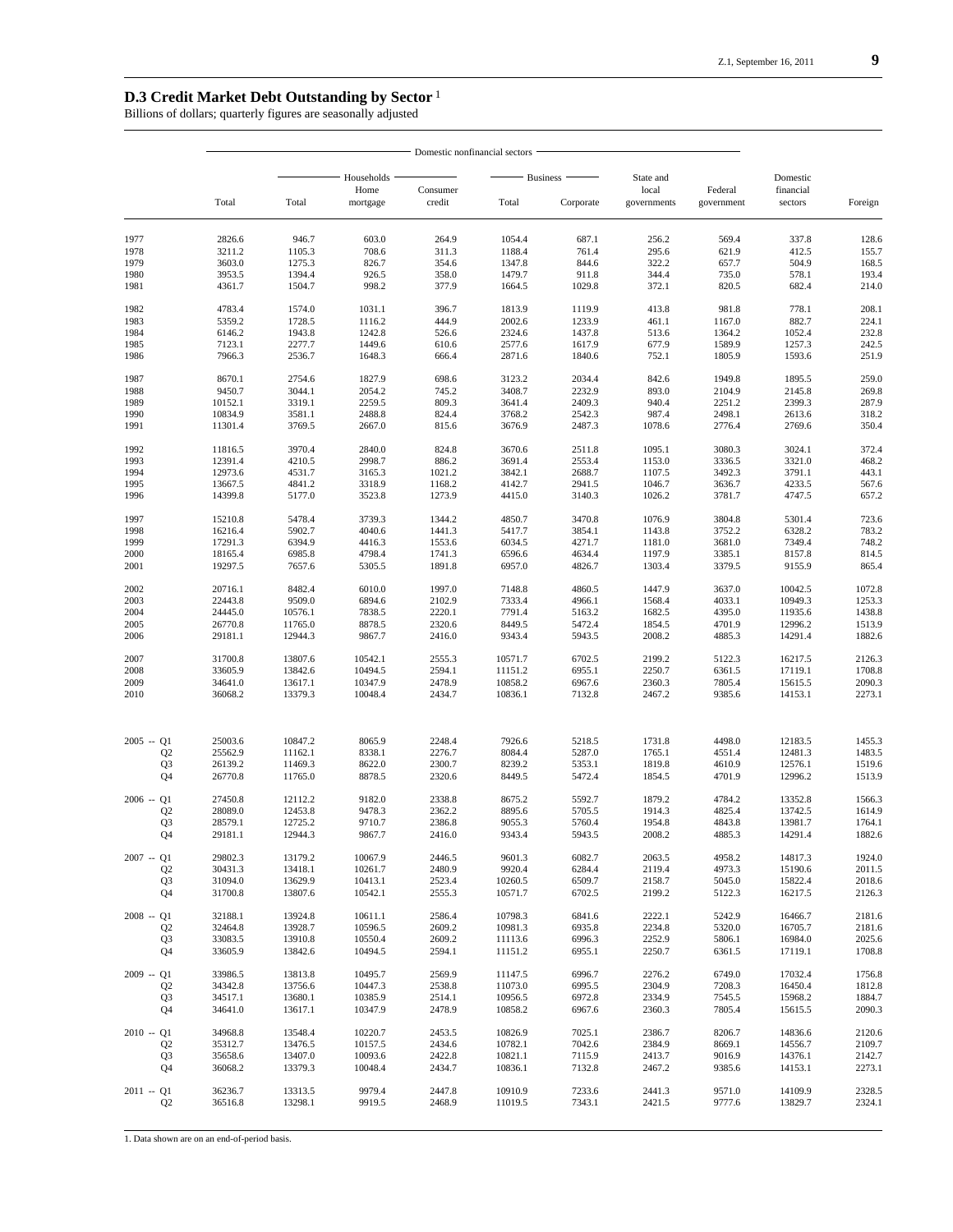# D.3 Credit Market Debt Outstanding by Sector [1]

Billions of dollars; quarterly figures are seasonally adjusted

| | Domestic nonfinancial sectors | | | | | | | | Domestic financial sectors | Foreign |
|---|---|---|---|---|---|---|---|---|---|---|
| | | Households | | | Business | | State and local governments | Federal government | | |
| | Total | Total | Home mortgage | Consumer credit | Total | Corporate | | | | |
| 1977 | 2826.6 | 946.7 | 603.0 | 264.9 | 1054.4 | 687.1 | 256.2 | 569.4 | 337.8 | 128.6 |
| 1978 | 3211.2 | 1105.3 | 708.6 | 311.3 | 1188.4 | 761.4 | 295.6 | 621.9 | 412.5 | 155.7 |
| 1979 | 3603.0 | 1275.3 | 826.7 | 354.6 | 1347.8 | 844.6 | 322.2 | 657.7 | 504.9 | 168.5 |
| 1980 | 3953.5 | 1394.4 | 926.5 | 358.0 | 1479.7 | 911.8 | 344.4 | 735.0 | 578.1 | 193.4 |
| 1981 | 4361.7 | 1504.7 | 998.2 | 377.9 | 1664.5 | 1029.8 | 372.1 | 820.5 | 682.4 | 214.0 |
| 1982 | 4783.4 | 1574.0 | 1031.1 | 396.7 | 1813.9 | 1119.9 | 413.8 | 981.8 | 778.1 | 208.1 |
| 1983 | 5359.2 | 1728.5 | 1116.2 | 444.9 | 2002.6 | 1233.9 | 461.1 | 1167.0 | 882.7 | 224.1 |
| 1984 | 6146.2 | 1943.8 | 1242.8 | 526.6 | 2324.6 | 1437.8 | 513.6 | 1364.2 | 1052.4 | 232.8 |
| 1985 | 7123.1 | 2277.7 | 1449.6 | 610.6 | 2577.6 | 1617.9 | 677.9 | 1589.9 | 1257.3 | 242.5 |
| 1986 | 7966.3 | 2536.7 | 1648.3 | 666.4 | 2871.6 | 1840.6 | 752.1 | 1805.9 | 1593.6 | 251.9 |
| 1987 | 8670.1 | 2754.6 | 1827.9 | 698.6 | 3123.2 | 2034.4 | 842.6 | 1949.8 | 1895.5 | 259.0 |
| 1988 | 9450.7 | 3044.1 | 2054.2 | 745.2 | 3408.7 | 2232.9 | 893.0 | 2104.9 | 2145.8 | 269.8 |
| 1989 | 10152.1 | 3319.1 | 2259.5 | 809.3 | 3641.4 | 2409.3 | 940.4 | 2251.2 | 2399.3 | 287.9 |
| 1990 | 10834.9 | 3581.1 | 2488.8 | 824.4 | 3768.2 | 2542.3 | 987.4 | 2498.1 | 2613.6 | 318.2 |
| 1991 | 11301.4 | 3769.5 | 2667.0 | 815.6 | 3676.9 | 2487.3 | 1078.6 | 2776.4 | 2769.6 | 350.4 |
| 1992 | 11816.5 | 3970.4 | 2840.0 | 824.8 | 3670.6 | 2511.8 | 1095.1 | 3080.3 | 3024.1 | 372.4 |
| 1993 | 12391.4 | 4210.5 | 2998.7 | 886.2 | 3691.4 | 2553.4 | 1153.0 | 3336.5 | 3321.0 | 468.2 |
| 1994 | 12973.6 | 4531.7 | 3165.3 | 1021.2 | 3842.1 | 2688.7 | 1107.5 | 3492.3 | 3791.1 | 443.1 |
| 1995 | 13667.5 | 4841.2 | 3318.9 | 1168.2 | 4142.7 | 2941.5 | 1046.7 | 3636.7 | 4233.5 | 567.6 |
| 1996 | 14399.8 | 5177.0 | 3523.8 | 1273.9 | 4415.0 | 3140.3 | 1026.2 | 3781.7 | 4747.5 | 657.2 |
| 1997 | 15210.8 | 5478.4 | 3739.3 | 1344.2 | 4850.7 | 3470.8 | 1076.9 | 3804.8 | 5301.4 | 723.6 |
| 1998 | 16216.4 | 5902.7 | 4040.6 | 1441.3 | 5417.7 | 3854.1 | 1143.8 | 3752.2 | 6328.2 | 783.2 |
| 1999 | 17291.3 | 6394.9 | 4416.3 | 1553.6 | 6034.5 | 4271.7 | 1181.0 | 3681.0 | 7349.4 | 748.2 |
| 2000 | 18165.4 | 6985.8 | 4798.4 | 1741.3 | 6596.6 | 4634.4 | 1197.9 | 3385.1 | 8157.8 | 814.5 |
| 2001 | 19297.5 | 7657.6 | 5305.5 | 1891.8 | 6957.0 | 4826.7 | 1303.4 | 3379.5 | 9155.9 | 865.4 |
| 2002 | 20716.1 | 8482.4 | 6010.0 | 1997.0 | 7148.8 | 4860.5 | 1447.9 | 3637.0 | 10042.5 | 1072.8 |
| 2003 | 22443.8 | 9509.0 | 6894.6 | 2102.9 | 7333.4 | 4966.1 | 1568.4 | 4033.1 | 10949.3 | 1253.3 |
| 2004 | 24445.0 | 10576.1 | 7838.5 | 2220.1 | 7791.4 | 5163.2 | 1682.5 | 4395.0 | 11935.6 | 1438.8 |
| 2005 | 26770.8 | 11765.0 | 8878.5 | 2320.6 | 8449.5 | 5472.4 | 1854.5 | 4701.9 | 12996.2 | 1513.9 |
| 2006 | 29181.1 | 12944.3 | 9867.7 | 2416.0 | 9343.4 | 5943.5 | 2008.2 | 4885.3 | 14291.4 | 1882.6 |
| 2007 | 31700.8 | 13807.6 | 10542.1 | 2555.3 | 10571.7 | 6702.5 | 2199.2 | 5122.3 | 16217.5 | 2126.3 |
| 2008 | 33605.9 | 13842.6 | 10494.5 | 2594.1 | 11151.2 | 6955.1 | 2250.7 | 6361.5 | 17119.1 | 1708.8 |
| 2009 | 34641.0 | 13617.1 | 10347.9 | 2478.9 | 10858.2 | 6967.6 | 2360.3 | 7805.4 | 15615.5 | 2090.3 |
| 2010 | 36068.2 | 13379.3 | 10048.4 | 2434.7 | 10836.1 | 7132.8 | 2467.2 | 9385.6 | 14153.1 | 2273.1 |
| 2005 -- Q1 | 25003.6 | 10847.2 | 8065.9 | 2248.4 | 7926.6 | 5218.5 | 1731.8 | 4498.0 | 12183.5 | 1455.3 |
| Q2 | 25562.9 | 11162.1 | 8338.1 | 2276.7 | 8084.4 | 5287.0 | 1765.1 | 4551.4 | 12481.3 | 1483.5 |
| Q3 | 26139.2 | 11469.3 | 8622.0 | 2300.7 | 8239.2 | 5353.1 | 1819.8 | 4610.9 | 12576.1 | 1519.6 |
| Q4 | 26770.8 | 11765.0 | 8878.5 | 2320.6 | 8449.5 | 5472.4 | 1854.5 | 4701.9 | 12996.2 | 1513.9 |
| 2006 -- Q1 | 27450.8 | 12112.2 | 9182.0 | 2338.8 | 8675.2 | 5592.7 | 1879.2 | 4784.2 | 13352.8 | 1566.3 |
| Q2 | 28089.0 | 12453.8 | 9478.3 | 2362.2 | 8895.6 | 5705.5 | 1914.3 | 4825.4 | 13742.5 | 1614.9 |
| Q3 | 28579.1 | 12725.2 | 9710.7 | 2386.8 | 9055.3 | 5760.4 | 1954.8 | 4843.8 | 13981.7 | 1764.1 |
| Q4 | 29181.1 | 12944.3 | 9867.7 | 2416.0 | 9343.4 | 5943.5 | 2008.2 | 4885.3 | 14291.4 | 1882.6 |
| 2007 -- Q1 | 29802.3 | 13179.2 | 10067.9 | 2446.5 | 9601.3 | 6082.7 | 2063.5 | 4958.2 | 14817.3 | 1924.0 |
| Q2 | 30431.3 | 13418.1 | 10261.7 | 2480.9 | 9920.4 | 6284.4 | 2119.4 | 4973.3 | 15190.6 | 2011.5 |
| Q3 | 31094.0 | 13629.9 | 10413.1 | 2523.4 | 10260.5 | 6509.7 | 2158.7 | 5045.0 | 15822.4 | 2018.6 |
| Q4 | 31700.8 | 13807.6 | 10542.1 | 2555.3 | 10571.7 | 6702.5 | 2199.2 | 5122.3 | 16217.5 | 2126.3 |
| 2008 -- Q1 | 32188.1 | 13924.8 | 10611.1 | 2586.4 | 10798.3 | 6841.6 | 2222.1 | 5242.9 | 16466.7 | 2181.6 |
| Q2 | 32464.8 | 13928.7 | 10596.5 | 2609.2 | 10981.3 | 6935.8 | 2234.8 | 5320.0 | 16705.7 | 2181.6 |
| Q3 | 33083.5 | 13910.8 | 10550.4 | 2609.2 | 11113.6 | 6996.3 | 2252.9 | 5806.1 | 16984.0 | 2025.6 |
| Q4 | 33605.9 | 13842.6 | 10494.5 | 2594.1 | 11151.2 | 6955.1 | 2250.7 | 6361.5 | 17119.1 | 1708.8 |
| 2009 -- Q1 | 33986.5 | 13813.8 | 10495.7 | 2569.9 | 11147.5 | 6996.7 | 2276.2 | 6749.0 | 17032.4 | 1756.8 |
| Q2 | 34342.8 | 13756.6 | 10447.3 | 2538.8 | 11073.0 | 6995.5 | 2304.9 | 7208.3 | 16450.4 | 1812.8 |
| Q3 | 34517.1 | 13680.1 | 10385.9 | 2514.1 | 10956.5 | 6972.8 | 2334.9 | 7545.5 | 15968.2 | 1884.7 |
| Q4 | 34641.0 | 13617.1 | 10347.9 | 2478.9 | 10858.2 | 6967.6 | 2360.3 | 7805.4 | 15615.5 | 2090.3 |
| 2010 -- Q1 | 34968.8 | 13548.4 | 10220.7 | 2453.5 | 10826.9 | 7025.1 | 2386.7 | 8206.7 | 14836.6 | 2120.6 |
| Q2 | 35312.7 | 13476.5 | 10157.5 | 2434.6 | 10782.1 | 7042.6 | 2384.9 | 8669.1 | 14556.7 | 2109.7 |
| Q3 | 35658.6 | 13407.0 | 10093.6 | 2422.8 | 10821.1 | 7115.9 | 2413.7 | 9016.9 | 14376.1 | 2142.7 |
| Q4 | 36068.2 | 13379.3 | 10048.4 | 2434.7 | 10836.1 | 7132.8 | 2467.2 | 9385.6 | 14153.1 | 2273.1 |
| 2011 -- Q1 | 36236.7 | 13313.5 | 9979.4 | 2447.8 | 10910.9 | 7233.6 | 2441.3 | 9571.0 | 14109.9 | 2328.5 |
| Q2 | 36516.8 | 13298.1 | 9919.5 | 2468.9 | 11019.5 | 7343.1 | 2421.5 | 9777.6 | 13829.7 | 2324.1 |

1. Data shown are on an end-of-period basis.